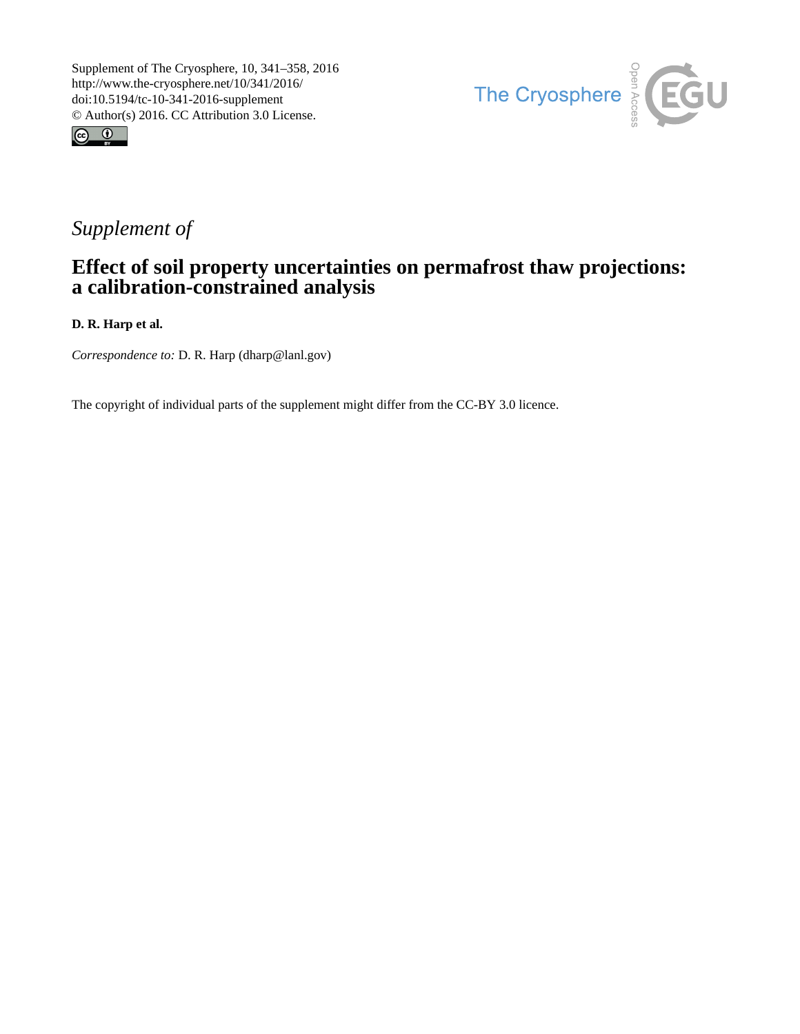Supplement of The Cryosphere, 10, 341–358, 2016
http://www.the-cryosphere.net/10/341/2016/
doi:10.5194/tc-10-341-2016-supplement
© Author(s) 2016. CC Attribution 3.0 License.

*Supplement of*

# Effect of soil property uncertainties on permafrost thaw projections: a calibration-constrained analysis

**D. R. Harp et al.**

*Correspondence to:* D. R. Harp (dharp@lanl.gov)

The copyright of individual parts of the supplement might differ from the CC-BY 3.0 licence.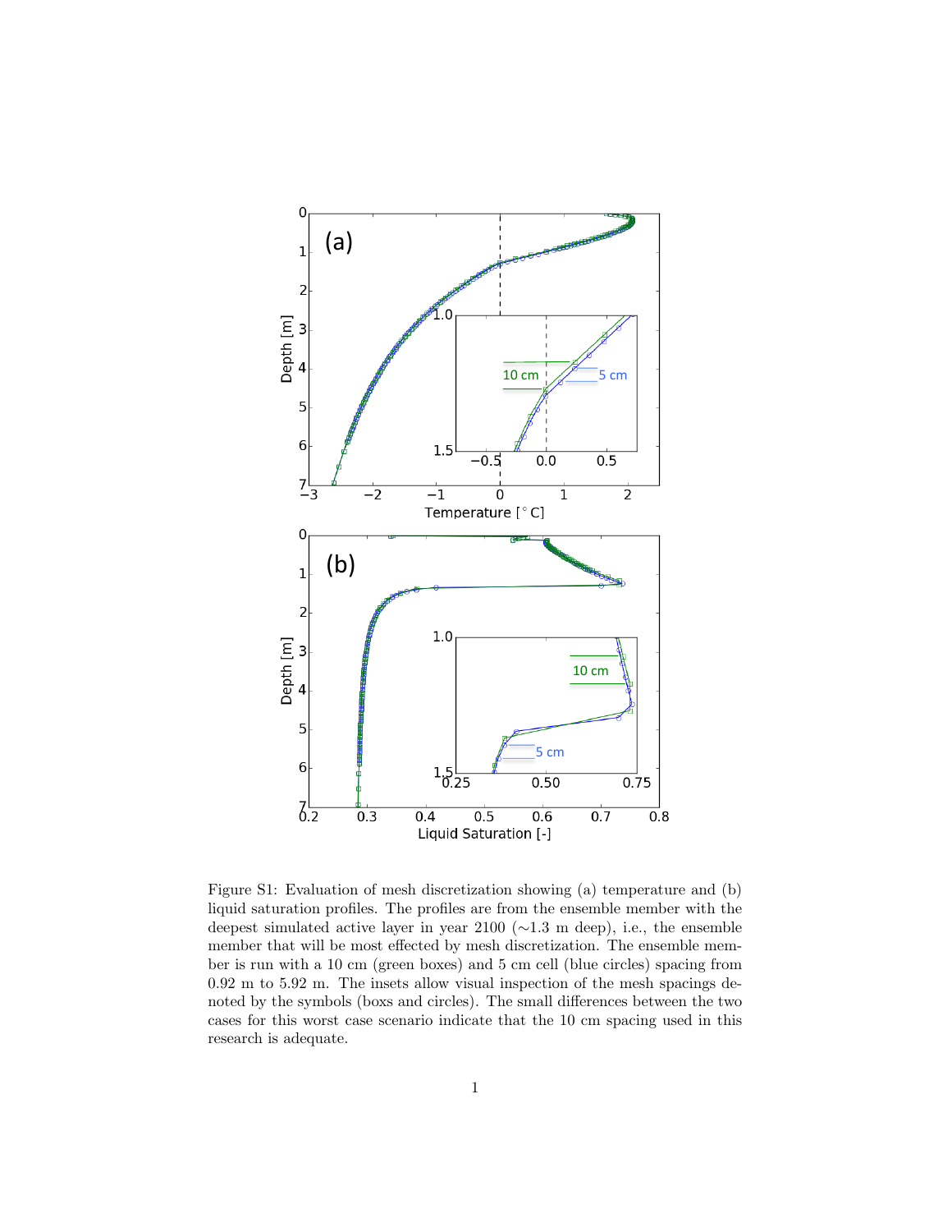(a)

Depth [m]

0
1
2
3
4
5
6
7

−3 −2 −1 0 1 2

Temperature [°C]

1.0
1.5

−0.5 0.0 0.5

10 cm

5 cm

(b)

Depth [m]

0
1
2
3
4
5
6
7

0.2 0.3 0.4 0.5 0.6 0.7 0.8

Liquid Saturation [-]

1.0
1.5

0.25 0.50 0.75

10 cm

5 cm

Figure S1: Evaluation of mesh discretization showing (a) temperature and (b) liquid saturation profiles. The profiles are from the ensemble member with the deepest simulated active layer in year 2100 (∼1.3 m deep), i.e., the ensemble member that will be most effected by mesh discretization. The ensemble member is run with a 10 cm (green boxes) and 5 cm cell (blue circles) spacing from 0.92 m to 5.92 m. The insets allow visual inspection of the mesh spacings denoted by the symbols (boxs and circles). The small differences between the two cases for this worst case scenario indicate that the 10 cm spacing used in this research is adequate.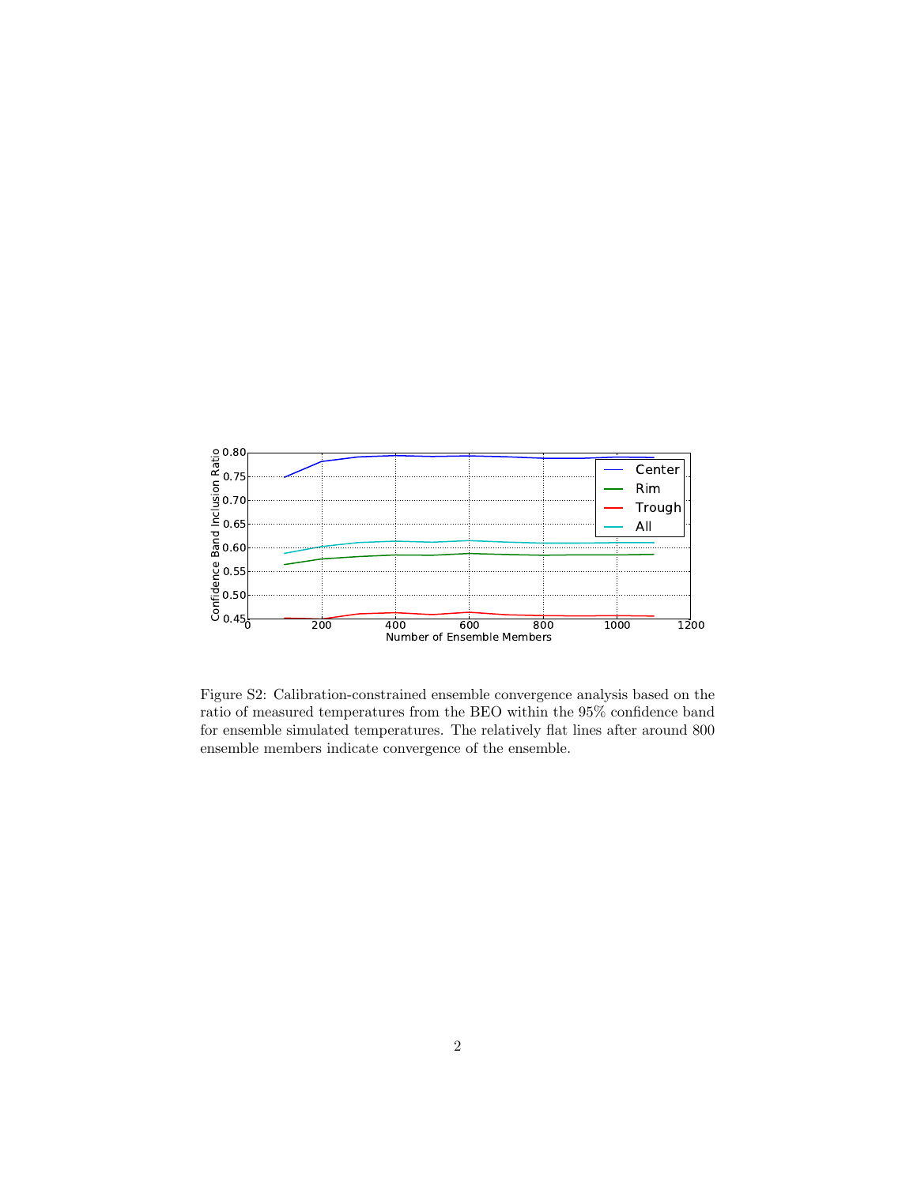Confidence Band Inclusion Ratio

0.80
0.75
0.70
0.65
0.60
0.55
0.50
0.45

0
200
400
600
800
1000
1200

Number of Ensemble Members

Center
Rim
Trough
All

Figure S2: Calibration-constrained ensemble convergence analysis based on the ratio of measured temperatures from the BEO within the 95% confidence band for ensemble simulated temperatures. The relatively flat lines after around 800 ensemble members indicate convergence of the ensemble.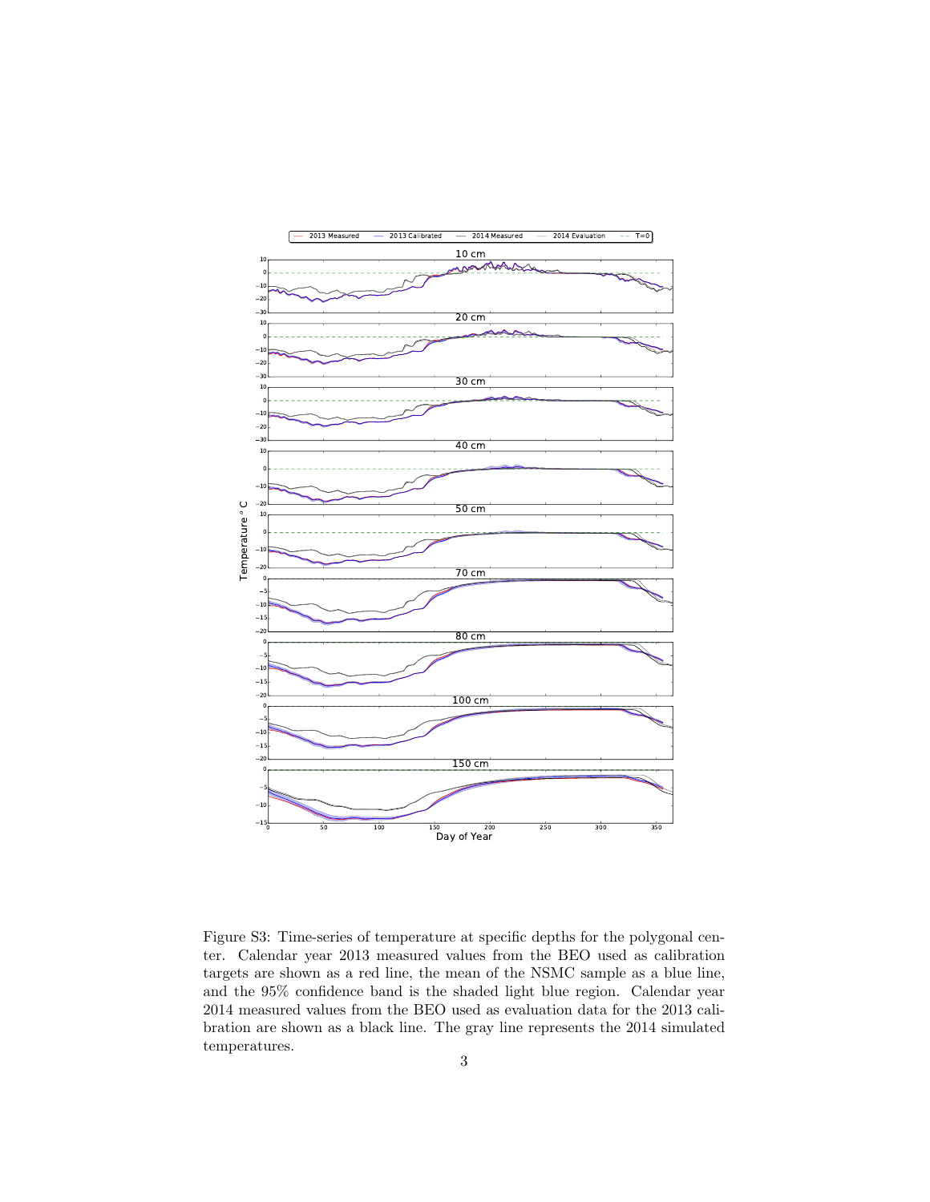2013 Measured
2013 Calibrated
2014 Measured
2014 Evaluation
T=0

10 cm

20 cm

30 cm

40 cm

50 cm

70 cm

80 cm

100 cm

150 cm

Temperature $^o$ C

Day of Year

0
50
100
150
200
250
300
350

Figure S3: Time-series of temperature at specific depths for the polygonal center. Calendar year 2013 measured values from the BEO used as calibration targets are shown as a red line, the mean of the NSMC sample as a blue line, and the 95% confidence band is the shaded light blue region. Calendar year 2014 measured values from the BEO used as evaluation data for the 2013 calibration are shown as a black line. The gray line represents the 2014 simulated temperatures.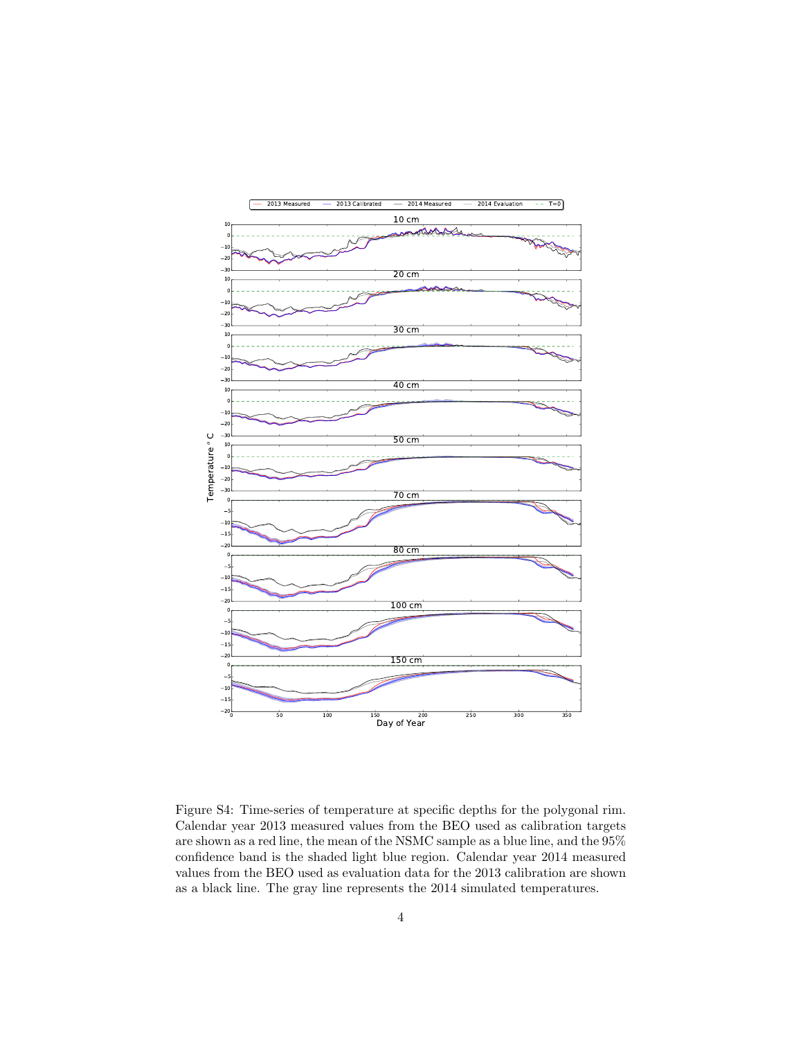2013 Measured
2013 Calibrated
2014 Measured
2014 Evaluation
T=0

10 cm

20 cm

30 cm

40 cm

50 cm

70 cm

80 cm

100 cm

150 cm

Temperature $^o$ C

Day of Year

0
50
100
150
200
250
300
350

Figure S4: Time-series of temperature at specific depths for the polygonal rim. Calendar year 2013 measured values from the BEO used as calibration targets are shown as a red line, the mean of the NSMC sample as a blue line, and the 95% confidence band is the shaded light blue region. Calendar year 2014 measured values from the BEO used as evaluation data for the 2013 calibration are shown as a black line. The gray line represents the 2014 simulated temperatures.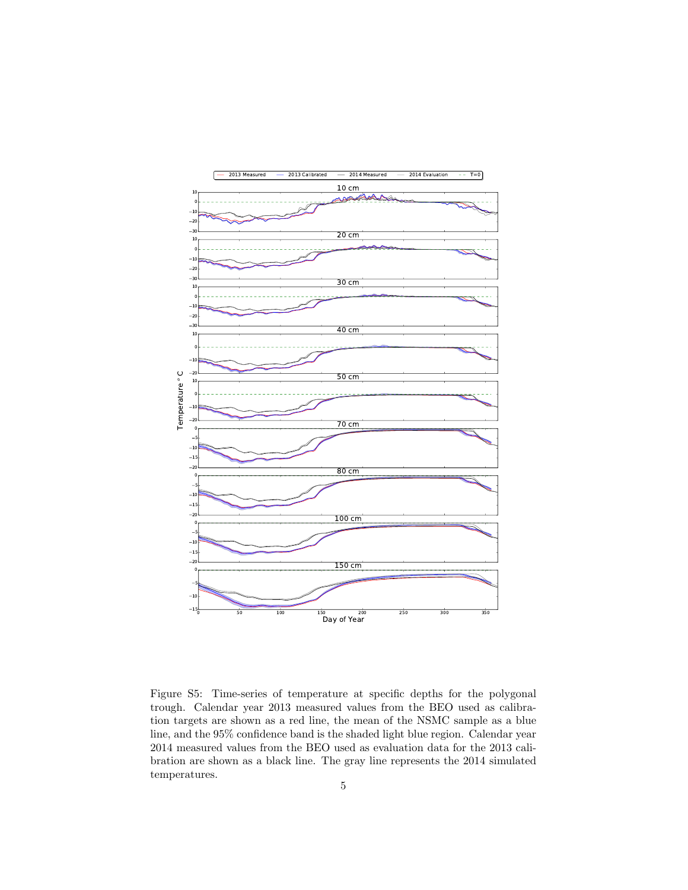2013 Measured
2013 Calibrated
2014 Measured
2014 Evaluation
T=0

10 cm

20 cm

30 cm

40 cm

50 cm

70 cm

80 cm

100 cm

150 cm

Temperature $^o$ C

Day of Year

0 50 100 150 200 250 300 350

Figure S5: Time-series of temperature at specific depths for the polygonal trough. Calendar year 2013 measured values from the BEO used as calibration targets are shown as a red line, the mean of the NSMC sample as a blue line, and the 95% confidence band is the shaded light blue region. Calendar year 2014 measured values from the BEO used as evaluation data for the 2013 calibration are shown as a black line. The gray line represents the 2014 simulated temperatures.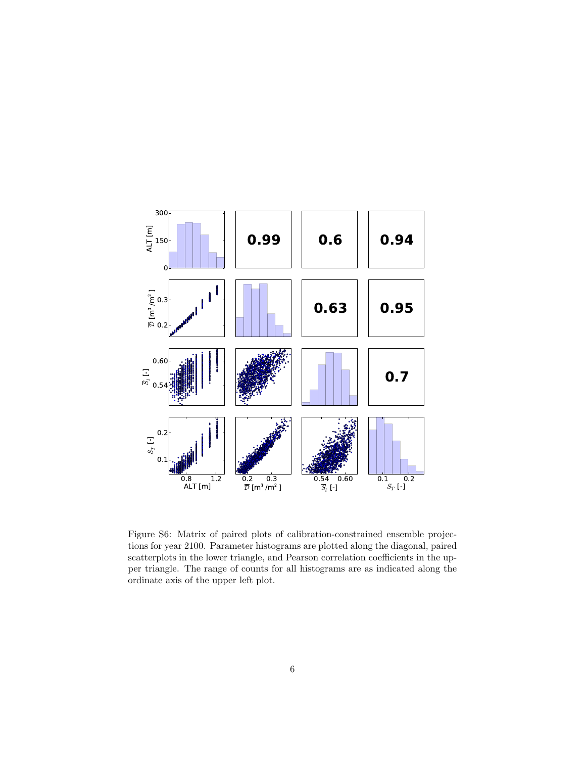ALT [m]

300

150

0

0.99

0.6

0.94

$\overline{\mathcal{D}}$ [m$^3$ /m$^2$ ]

0.3

0.2

0.63

0.95

$\overline{S}_l$ [-]

0.60

0.54

0.7

$S_T$ [-]

0.2

0.1

0.8

1.2

ALT [m]

0.2

0.3

$\overline{\mathcal{D}}$ [m$^3$ /m$^2$ ]

0.54

0.60

$\overline{S}_l$ [-]

0.1

0.2

$S_T$ [-]

Figure S6: Matrix of paired plots of calibration-constrained ensemble projections for year 2100. Parameter histograms are plotted along the diagonal, paired scatterplots in the lower triangle, and Pearson correlation coefficients in the upper triangle. The range of counts for all histograms are as indicated along the ordinate axis of the upper left plot.